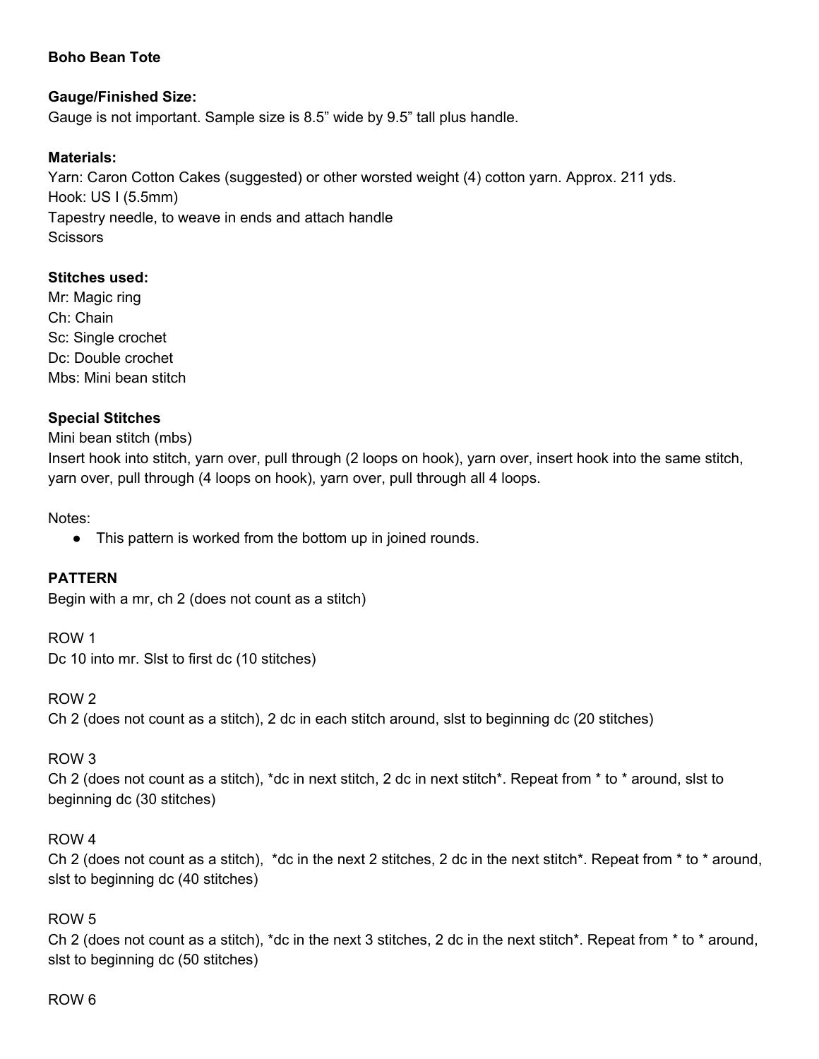**Boho Bean Tote**

**Gauge/Finished Size:**
Gauge is not important. Sample size is 8.5" wide by 9.5" tall plus handle.

**Materials:**
Yarn: Caron Cotton Cakes (suggested) or other worsted weight (4) cotton yarn. Approx. 211 yds.
Hook: US I (5.5mm)
Tapestry needle, to weave in ends and attach handle
Scissors

**Stitches used:**
Mr: Magic ring
Ch: Chain
Sc: Single crochet
Dc: Double crochet
Mbs: Mini bean stitch

**Special Stitches**
Mini bean stitch (mbs)
Insert hook into stitch, yarn over, pull through (2 loops on hook), yarn over, insert hook into the same stitch, yarn over, pull through (4 loops on hook), yarn over, pull through all 4 loops.

Notes:

- This pattern is worked from the bottom up in joined rounds.

**PATTERN**
Begin with a mr, ch 2 (does not count as a stitch)

ROW 1
Dc 10 into mr. Slst to first dc (10 stitches)

ROW 2
Ch 2 (does not count as a stitch), 2 dc in each stitch around, slst to beginning dc (20 stitches)

ROW 3
Ch 2 (does not count as a stitch), *dc in next stitch, 2 dc in next stitch*. Repeat from * to * around, slst to beginning dc (30 stitches)

ROW 4
Ch 2 (does not count as a stitch), *dc in the next 2 stitches, 2 dc in the next stitch*. Repeat from * to * around, slst to beginning dc (40 stitches)

ROW 5
Ch 2 (does not count as a stitch), *dc in the next 3 stitches, 2 dc in the next stitch*. Repeat from * to * around, slst to beginning dc (50 stitches)

ROW 6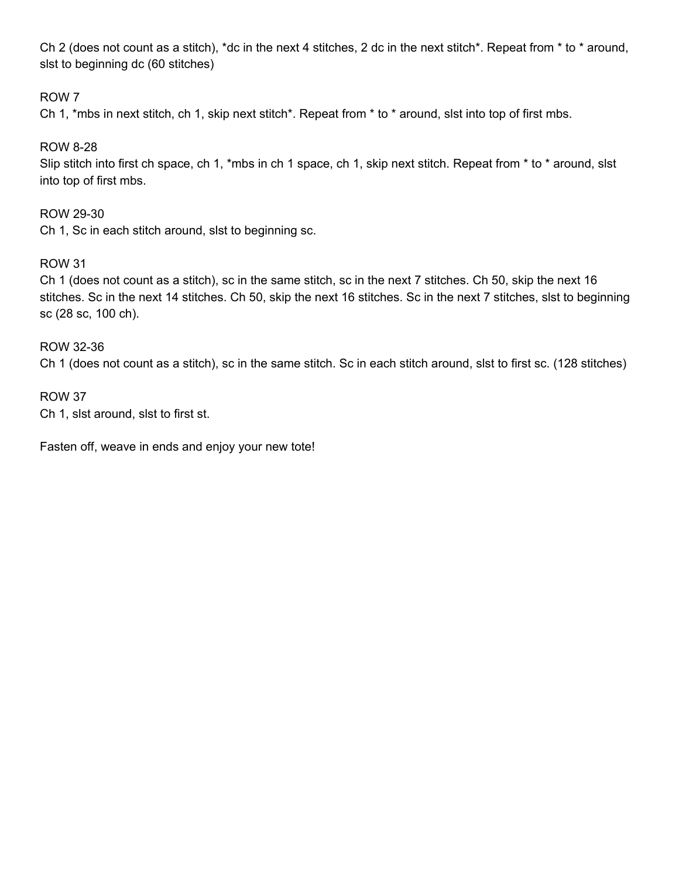Ch 2 (does not count as a stitch), *dc in the next 4 stitches, 2 dc in the next stitch*. Repeat from * to * around, slst to beginning dc (60 stitches)

ROW 7

Ch 1, *mbs in next stitch, ch 1, skip next stitch*. Repeat from * to * around, slst into top of first mbs.

ROW 8-28

Slip stitch into first ch space, ch 1, *mbs in ch 1 space, ch 1, skip next stitch. Repeat from * to * around, slst into top of first mbs.

ROW 29-30

Ch 1, Sc in each stitch around, slst to beginning sc.

ROW 31

Ch 1 (does not count as a stitch), sc in the same stitch, sc in the next 7 stitches. Ch 50, skip the next 16 stitches. Sc in the next 14 stitches. Ch 50, skip the next 16 stitches. Sc in the next 7 stitches, slst to beginning sc (28 sc, 100 ch).

ROW 32-36

Ch 1 (does not count as a stitch), sc in the same stitch. Sc in each stitch around, slst to first sc. (128 stitches)

ROW 37

Ch 1, slst around, slst to first st.

Fasten off, weave in ends and enjoy your new tote!